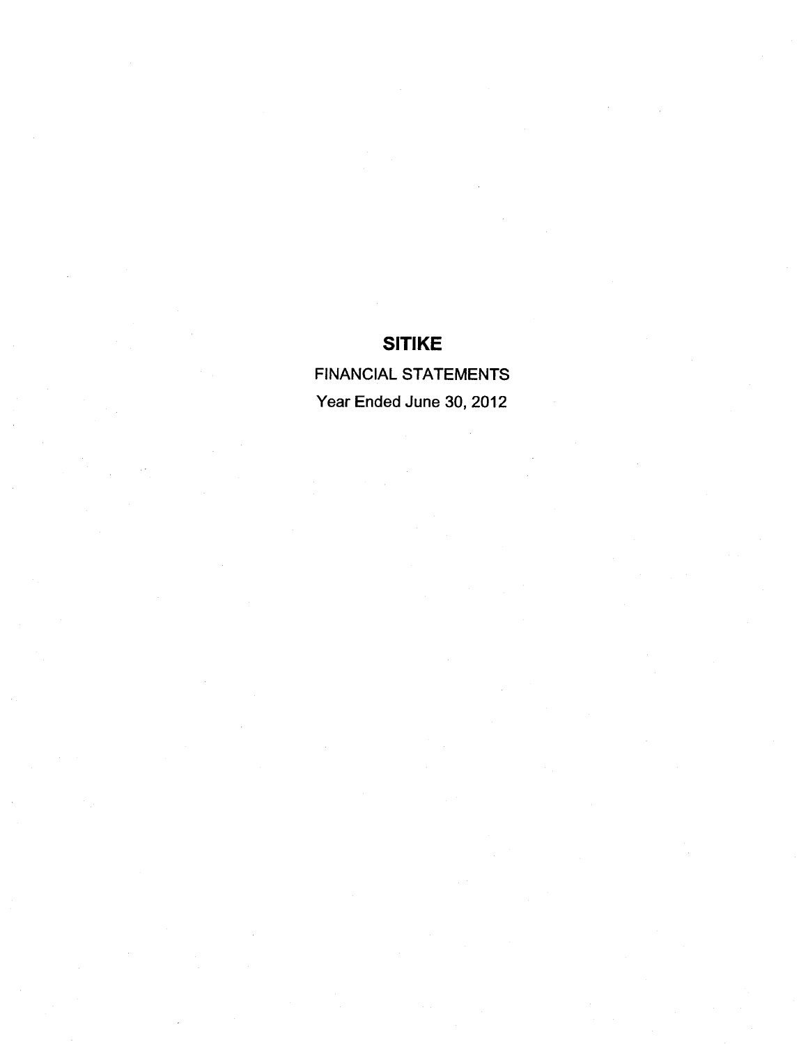# SITIKE

FINANCIAL STATEMENTS

Year Ended June 30, 2012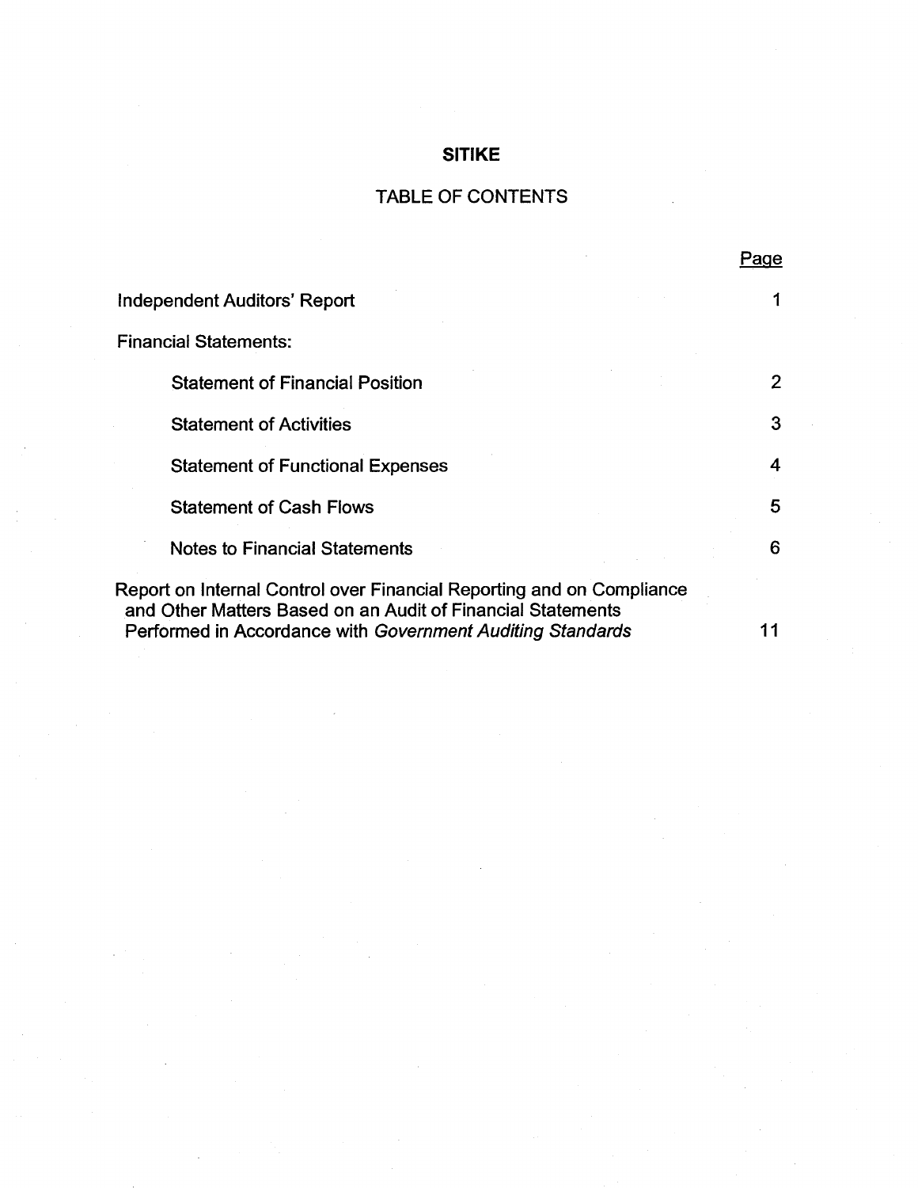# SITIKE

## TABLE OF CONTENTS

| | Page |
|---|---|
| Independent Auditors' Report | 1 |
| Financial Statements: | |
| Statement of Financial Position | 2 |
| Statement of Activities | 3 |
| Statement of Functional Expenses | 4 |
| Statement of Cash Flows | 5 |
| Notes to Financial Statements | 6 |
| Report on Internal Control over Financial Reporting and on Compliance and Other Matters Based on an Audit of Financial Statements Performed in Accordance with *Government Auditing Standards* | 11 |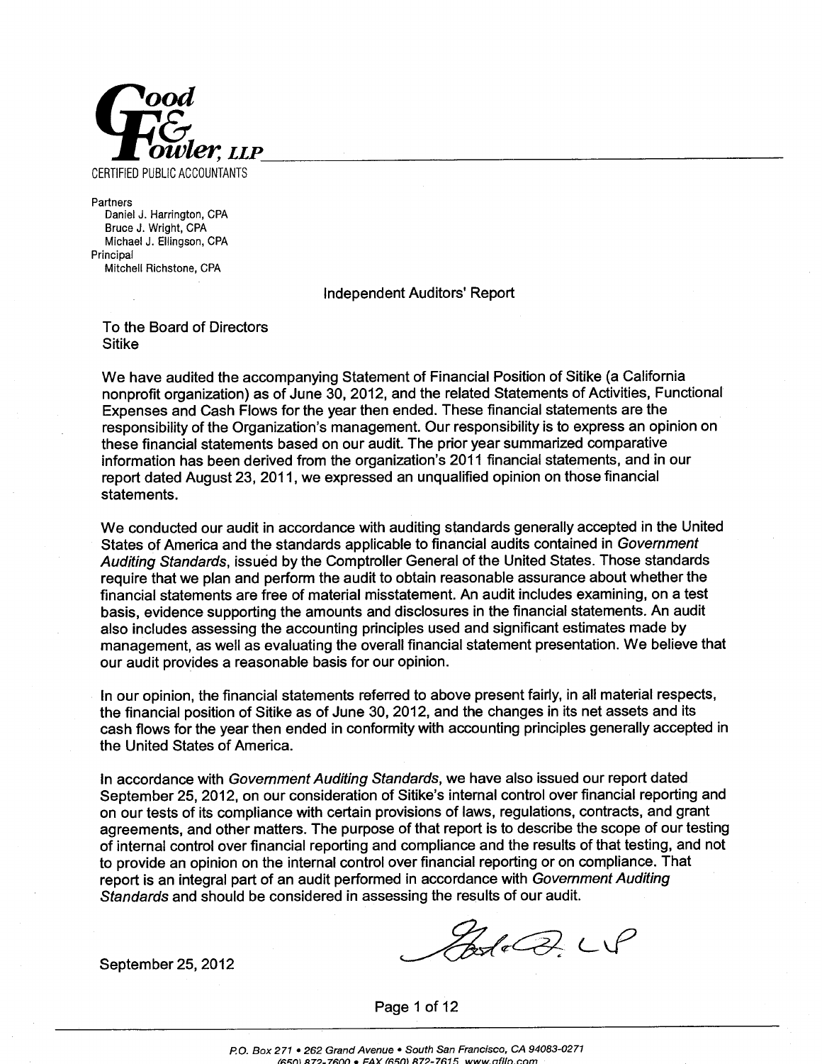# Good & Fowler, LLP

CERTIFIED PUBLIC ACCOUNTANTS

Partners
Daniel J. Harrington, CPA
Bruce J. Wright, CPA
Michael J. Ellingson, CPA
Principal
Mitchell Richstone, CPA

## Independent Auditors' Report

To the Board of Directors
Sitike

We have audited the accompanying Statement of Financial Position of Sitike (a California nonprofit organization) as of June 30, 2012, and the related Statements of Activities, Functional Expenses and Cash Flows for the year then ended. These financial statements are the responsibility of the Organization's management. Our responsibility is to express an opinion on these financial statements based on our audit. The prior year summarized comparative information has been derived from the organization's 2011 financial statements, and in our report dated August 23, 2011, we expressed an unqualified opinion on those financial statements.

We conducted our audit in accordance with auditing standards generally accepted in the United States of America and the standards applicable to financial audits contained in *Government Auditing Standards*, issued by the Comptroller General of the United States. Those standards require that we plan and perform the audit to obtain reasonable assurance about whether the financial statements are free of material misstatement. An audit includes examining, on a test basis, evidence supporting the amounts and disclosures in the financial statements. An audit also includes assessing the accounting principles used and significant estimates made by management, as well as evaluating the overall financial statement presentation. We believe that our audit provides a reasonable basis for our opinion.

In our opinion, the financial statements referred to above present fairly, in all material respects, the financial position of Sitike as of June 30, 2012, and the changes in its net assets and its cash flows for the year then ended in conformity with accounting principles generally accepted in the United States of America.

In accordance with *Government Auditing Standards*, we have also issued our report dated September 25, 2012, on our consideration of Sitike's internal control over financial reporting and on our tests of its compliance with certain provisions of laws, regulations, contracts, and grant agreements, and other matters. The purpose of that report is to describe the scope of our testing of internal control over financial reporting and compliance and the results of that testing, and not to provide an opinion on the internal control over financial reporting or on compliance. That report is an integral part of an audit performed in accordance with *Government Auditing Standards* and should be considered in assessing the results of our audit.

September 25, 2012

Good & Fowler, LLP

P.O. Box 271 • 262 Grand Avenue • South San Francisco, CA 94083-0271
(650) 872-7600 • FAX (650) 872-7615 www.gfllp.com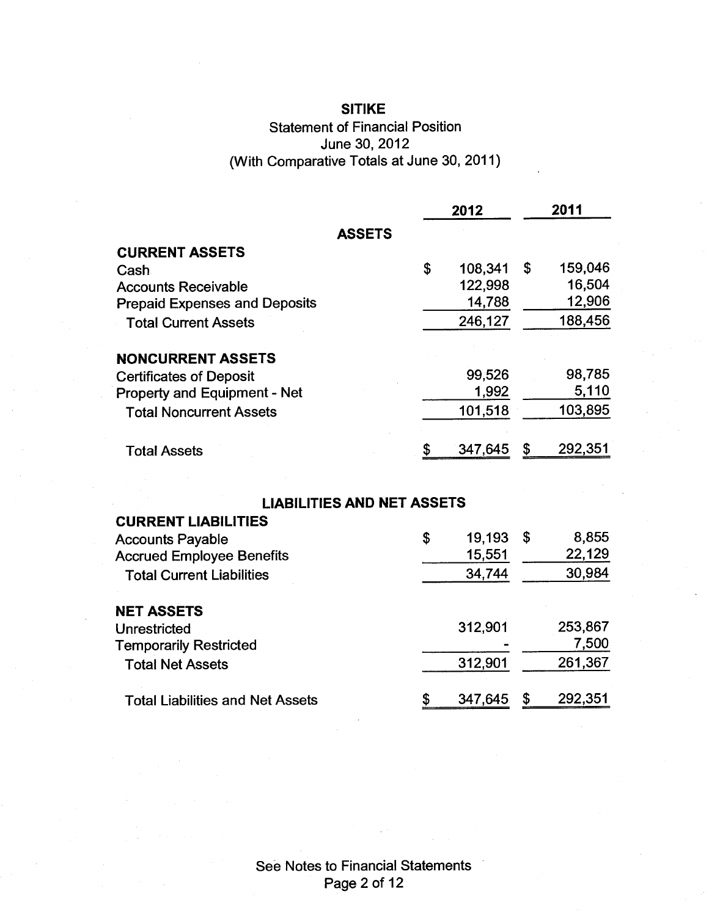# SITIKE

Statement of Financial Position
June 30, 2012
(With Comparative Totals at June 30, 2011)

| | 2012 | 2011 |
|---|---|---|
| **ASSETS** | | |
| **CURRENT ASSETS** | | |
| Cash | $ 108,341 | $ 159,046 |
| Accounts Receivable | 122,998 | 16,504 |
| Prepaid Expenses and Deposits | 14,788 | 12,906 |
| Total Current Assets | 246,127 | 188,456 |
| **NONCURRENT ASSETS** | | |
| Certificates of Deposit | 99,526 | 98,785 |
| Property and Equipment - Net | 1,992 | 5,110 |
| Total Noncurrent Assets | 101,518 | 103,895 |
| Total Assets | $ 347,645 | $ 292,351 |
| **LIABILITIES AND NET ASSETS** | | |
| **CURRENT LIABILITIES** | | |
| Accounts Payable | $ 19,193 | $ 8,855 |
| Accrued Employee Benefits | 15,551 | 22,129 |
| Total Current Liabilities | 34,744 | 30,984 |
| **NET ASSETS** | | |
| Unrestricted | 312,901 | 253,867 |
| Temporarily Restricted | - | 7,500 |
| Total Net Assets | 312,901 | 261,367 |
| Total Liabilities and Net Assets | $ 347,645 | $ 292,351 |

See Notes to Financial Statements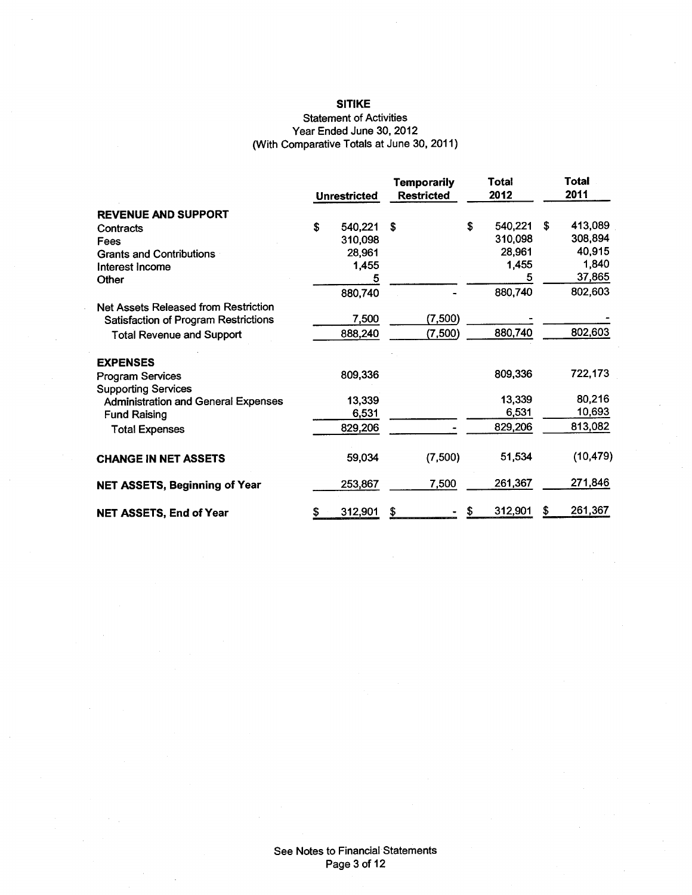# SITIKE

## Statement of Activities

Year Ended June 30, 2012

(With Comparative Totals at June 30, 2011)

| | Unrestricted | Temporarily Restricted | Total 2012 | Total 2011 |
|---|---|---|---|---|
| **REVENUE AND SUPPORT** | | | | |
| Contracts | $ 540,221 | $ | $ 540,221 | $ 413,089 |
| Fees | 310,098 | | 310,098 | 308,894 |
| Grants and Contributions | 28,961 | | 28,961 | 40,915 |
| Interest Income | 1,455 | | 1,455 | 1,840 |
| Other | 5 | | 5 | 37,865 |
| | 880,740 | - | 880,740 | 802,603 |
| Net Assets Released from Restriction | | | | |
| Satisfaction of Program Restrictions | 7,500 | (7,500) | - | - |
| Total Revenue and Support | 888,240 | (7,500) | 880,740 | 802,603 |
| **EXPENSES** | | | | |
| Program Services | 809,336 | | 809,336 | 722,173 |
| Supporting Services | | | | |
| Administration and General Expenses | 13,339 | | 13,339 | 80,216 |
| Fund Raising | 6,531 | | 6,531 | 10,693 |
| Total Expenses | 829,206 | - | 829,206 | 813,082 |
| **CHANGE IN NET ASSETS** | 59,034 | (7,500) | 51,534 | (10,479) |
| **NET ASSETS, Beginning of Year** | 253,867 | 7,500 | 261,367 | 271,846 |
| **NET ASSETS, End of Year** | $ 312,901 | $ - | $ 312,901 | $ 261,367 |

See Notes to Financial Statements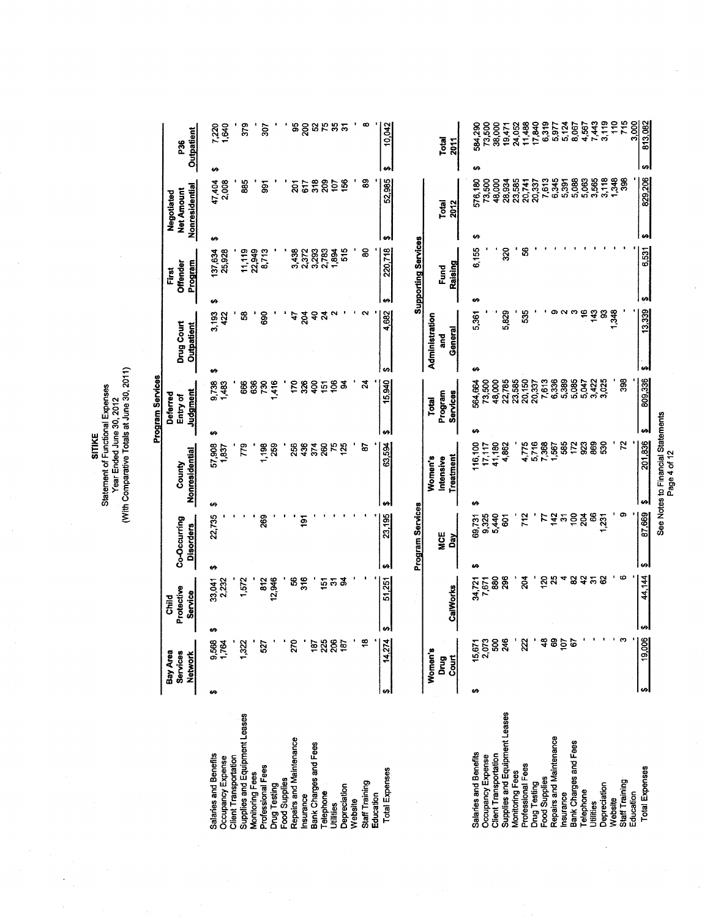# SITIKE
## Statement of Functional Expenses
### Year Ended June 30, 2012
### (With Comparative Totals at June 30, 2011)

| | Program Services | | | | | | | | |
|---|---|---|---|---|---|---|---|---|---|
| | Bay Area Services Network | Child Protective Service | Co-Occurring Disorders | County Nonresidential | Deferred Entry of Judgment | Drug Court Outpatient | First Offender Program | Negotiated Net Amount Nonresidential | P36 Outpatient |
| Salaries and Benefits | $ 9,568 | $ 33,041 | $ 22,735 | $ 57,908 | $ 9,738 | $ 3,193 | $ 137,634 | $ 47,404 | $ 7,220 |
| Occupancy Expense | 1,764 | 2,232 | - | 1,837 | 1,483 | 422 | 25,928 | 2,008 | 1,640 |
| Client Transportation | - | - | - | - | - | - | - | - | - |
| Supplies and Equipment Leases | 1,322 | 1,572 | - | 779 | 666 | 58 | 11,119 | 885 | 379 |
| Monitoring Fees | - | - | - | - | 636 | - | 22,949 | - | - |
| Professional Fees | 527 | 812 | 269 | 1,198 | 730 | 690 | 8,713 | 991 | 307 |
| Drug Testing | - | 12,946 | - | 259 | 1,416 | - | - | - | - |
| Food Supplies | - | - | - | - | - | - | - | - | - |
| Repairs and Maintenance | 270 | 56 | - | 256 | 170 | 47 | 3,438 | 201 | 95 |
| Insurance | - | 316 | 191 | 436 | 326 | 204 | 2,372 | 617 | 200 |
| Bank Charges and Fees | 187 | - | - | 374 | 400 | 40 | 3,293 | 318 | 52 |
| Telephone | 225 | 151 | - | 260 | 151 | 24 | 2,783 | 209 | 75 |
| Utilities | 206 | 31 | - | 75 | 106 | 2 | 1,894 | 107 | 35 |
| Depreciation | 187 | 94 | - | 125 | 94 | - | 515 | 156 | 31 |
| Website | - | - | - | - | - | - | - | - | - |
| Staff Training | 18 | - | - | 87 | 24 | 2 | 80 | 89 | 8 |
| Education | - | - | - | - | - | - | - | - | - |
| Total Expenses | $ 14,274 | $ 51,251 | $ 23,195 | $ 63,594 | $ 15,940 | $ 4,682 | $ 220,718 | $ 52,985 | $ 10,042 |

| | Program Services | | | | | Supporting Services | | | |
|---|---|---|---|---|---|---|---|---|---|
| | Women's Drug Court | CalWorks | MCE Day | Women's Intensive Treatment | Total Program Services | Administration and General | Fund Raising | Total 2012 | Total 2011 |
| Salaries and Benefits | $ 15,671 | $ 34,721 | $ 69,731 | $ 116,100 | $ 564,664 | $ 5,361 | $ 6,155 | $ 576,180 | $ 584,290 |
| Occupancy Expense | 2,073 | 7,671 | 9,325 | 17,117 | 73,500 | - | - | 73,500 | 73,500 |
| Client Transportation | 500 | 880 | 5,440 | 41,180 | 48,000 | - | - | 48,000 | 38,000 |
| Supplies and Equipment Leases | 246 | 296 | 601 | 4,862 | 22,785 | 5,829 | 320 | 28,934 | 19,471 |
| Monitoring Fees | - | - | - | - | 23,585 | - | - | 23,585 | 24,052 |
| Professional Fees | 222 | 204 | 712 | 4,775 | 20,150 | 535 | 56 | 20,741 | 11,488 |
| Drug Testing | - | - | - | 5,716 | 20,337 | - | - | 20,337 | 17,840 |
| Food Supplies | 48 | 120 | 77 | 7,368 | 7,613 | - | - | 7,613 | 6,319 |
| Repairs and Maintenance | 69 | 25 | 142 | 1,567 | 6,336 | 9 | - | 6,345 | 5,977 |
| Insurance | 107 | 4 | 31 | 585 | 5,389 | 2 | - | 5,391 | 5,124 |
| Bank Charges and Fees | 67 | 82 | 100 | 172 | 5,085 | 3 | - | 5,088 | 8,067 |
| Telephone | - | 42 | 204 | 923 | 5,047 | 16 | - | 5,063 | 4,567 |
| Utilities | - | 31 | 66 | 869 | 3,422 | 143 | - | 3,565 | 7,443 |
| Depreciation | - | 62 | 1,231 | 530 | 3,025 | 93 | - | 3,118 | 3,119 |
| Website | - | - | - | - | - | 1,348 | - | 1,348 | 110 |
| Staff Training | 3 | 6 | 9 | 72 | 398 | - | - | 398 | 715 |
| Education | - | - | - | - | - | - | - | - | 3,000 |
| Total Expenses | $ 19,006 | $ 44,144 | $ 87,669 | $ 201,836 | $ 809,336 | $ 13,339 | $ 6,531 | $ 829,206 | $ 813,082 |

See Notes to Financial Statements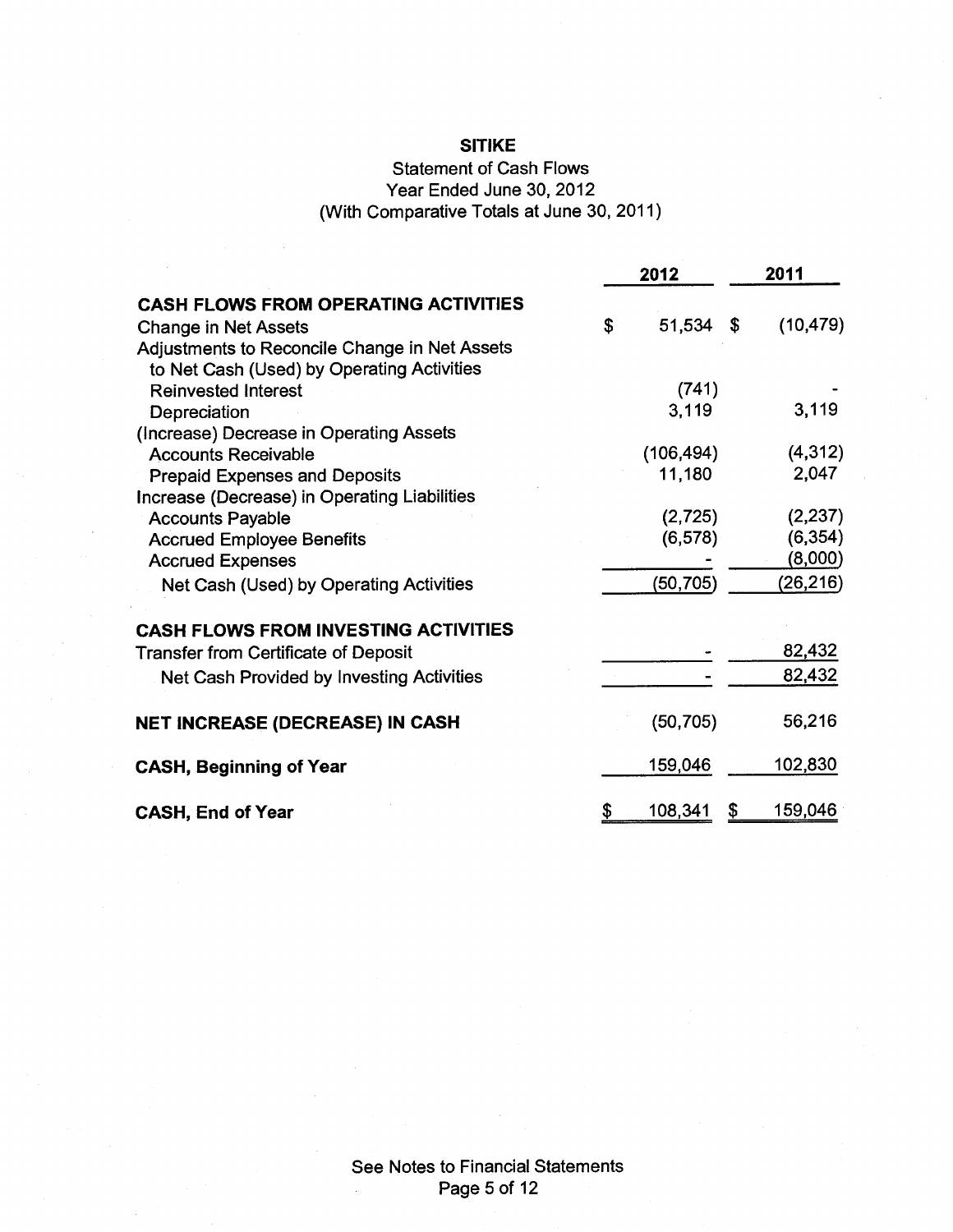# SITIKE

## Statement of Cash Flows
Year Ended June 30, 2012
(With Comparative Totals at June 30, 2011)

| | 2012 | 2011 |
|---|---|---|
| **CASH FLOWS FROM OPERATING ACTIVITIES** | | |
| Change in Net Assets | $ 51,534 | $ (10,479) |
| Adjustments to Reconcile Change in Net Assets to Net Cash (Used) by Operating Activities | | |
| Reinvested Interest | (741) | - |
| Depreciation | 3,119 | 3,119 |
| (Increase) Decrease in Operating Assets | | |
| Accounts Receivable | (106,494) | (4,312) |
| Prepaid Expenses and Deposits | 11,180 | 2,047 |
| Increase (Decrease) in Operating Liabilities | | |
| Accounts Payable | (2,725) | (2,237) |
| Accrued Employee Benefits | (6,578) | (6,354) |
| Accrued Expenses | - | (8,000) |
| Net Cash (Used) by Operating Activities | (50,705) | (26,216) |
| **CASH FLOWS FROM INVESTING ACTIVITIES** | | |
| Transfer from Certificate of Deposit | - | 82,432 |
| Net Cash Provided by Investing Activities | - | 82,432 |
| **NET INCREASE (DECREASE) IN CASH** | (50,705) | 56,216 |
| **CASH, Beginning of Year** | 159,046 | 102,830 |
| **CASH, End of Year** | $ 108,341 | $ 159,046 |

See Notes to Financial Statements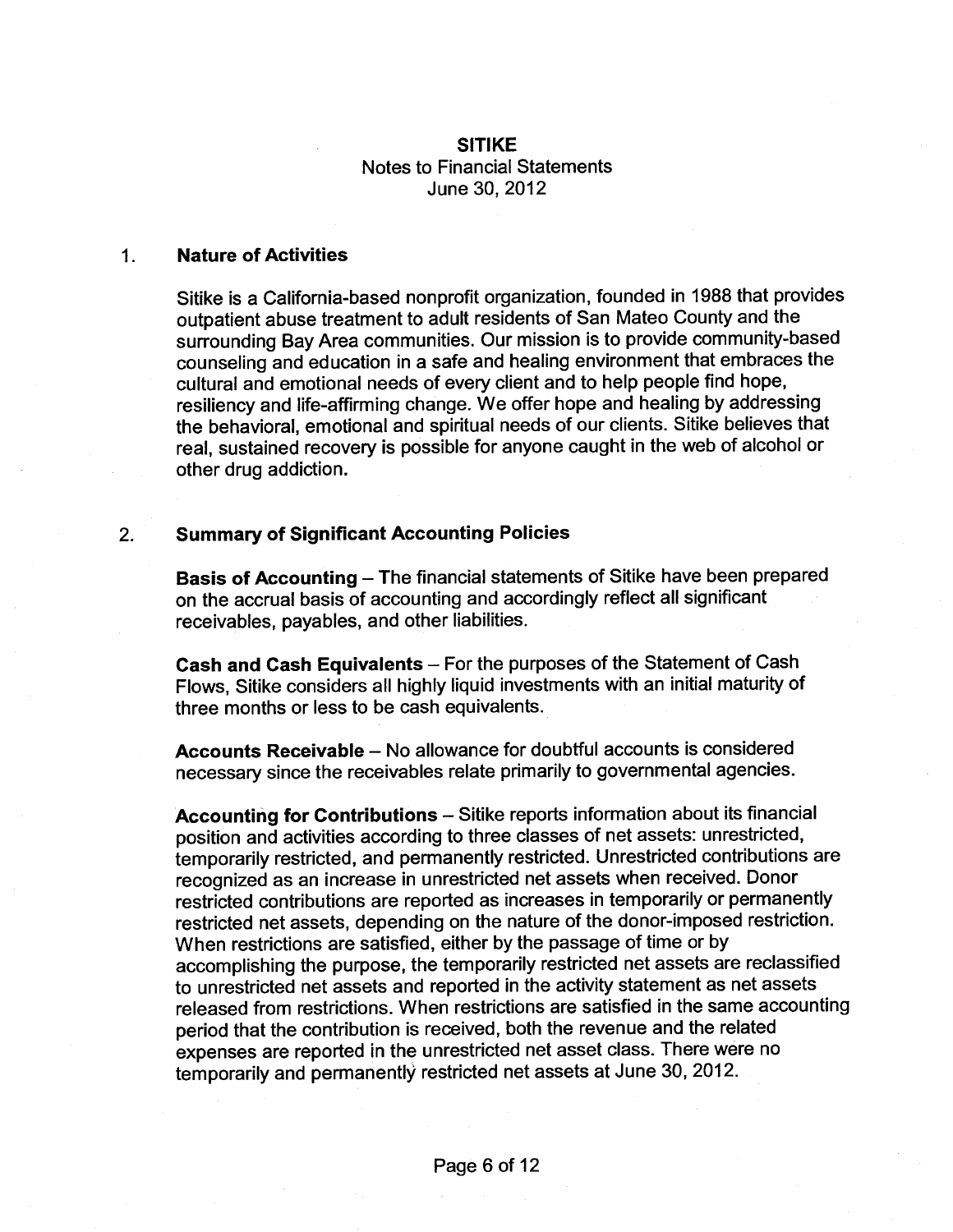**SITIKE**
Notes to Financial Statements
June 30, 2012

## 1. Nature of Activities

Sitike is a California-based nonprofit organization, founded in 1988 that provides outpatient abuse treatment to adult residents of San Mateo County and the surrounding Bay Area communities. Our mission is to provide community-based counseling and education in a safe and healing environment that embraces the cultural and emotional needs of every client and to help people find hope, resiliency and life-affirming change. We offer hope and healing by addressing the behavioral, emotional and spiritual needs of our clients. Sitike believes that real, sustained recovery is possible for anyone caught in the web of alcohol or other drug addiction.

## 2. Summary of Significant Accounting Policies

**Basis of Accounting** – The financial statements of Sitike have been prepared on the accrual basis of accounting and accordingly reflect all significant receivables, payables, and other liabilities.

**Cash and Cash Equivalents** – For the purposes of the Statement of Cash Flows, Sitike considers all highly liquid investments with an initial maturity of three months or less to be cash equivalents.

**Accounts Receivable** – No allowance for doubtful accounts is considered necessary since the receivables relate primarily to governmental agencies.

**Accounting for Contributions** – Sitike reports information about its financial position and activities according to three classes of net assets: unrestricted, temporarily restricted, and permanently restricted. Unrestricted contributions are recognized as an increase in unrestricted net assets when received. Donor restricted contributions are reported as increases in temporarily or permanently restricted net assets, depending on the nature of the donor-imposed restriction. When restrictions are satisfied, either by the passage of time or by accomplishing the purpose, the temporarily restricted net assets are reclassified to unrestricted net assets and reported in the activity statement as net assets released from restrictions. When restrictions are satisfied in the same accounting period that the contribution is received, both the revenue and the related expenses are reported in the unrestricted net asset class. There were no temporarily and permanently restricted net assets at June 30, 2012.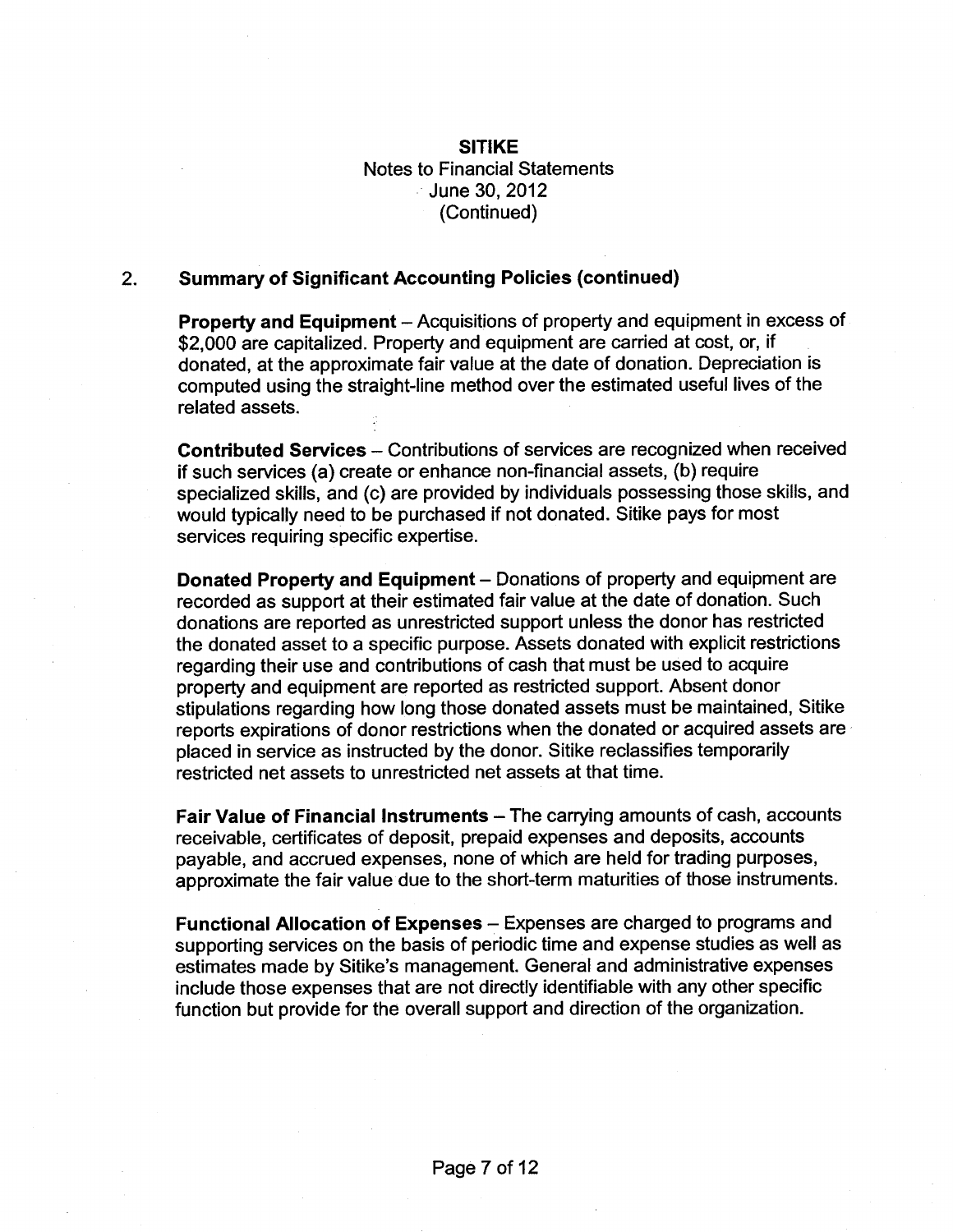**SITIKE**
Notes to Financial Statements
June 30, 2012
(Continued)

## 2. Summary of Significant Accounting Policies (continued)

**Property and Equipment** – Acquisitions of property and equipment in excess of $2,000 are capitalized. Property and equipment are carried at cost, or, if donated, at the approximate fair value at the date of donation. Depreciation is computed using the straight-line method over the estimated useful lives of the related assets.

**Contributed Services** – Contributions of services are recognized when received if such services (a) create or enhance non-financial assets, (b) require specialized skills, and (c) are provided by individuals possessing those skills, and would typically need to be purchased if not donated. Sitike pays for most services requiring specific expertise.

**Donated Property and Equipment** – Donations of property and equipment are recorded as support at their estimated fair value at the date of donation. Such donations are reported as unrestricted support unless the donor has restricted the donated asset to a specific purpose. Assets donated with explicit restrictions regarding their use and contributions of cash that must be used to acquire property and equipment are reported as restricted support. Absent donor stipulations regarding how long those donated assets must be maintained, Sitike reports expirations of donor restrictions when the donated or acquired assets are placed in service as instructed by the donor. Sitike reclassifies temporarily restricted net assets to unrestricted net assets at that time.

**Fair Value of Financial Instruments** – The carrying amounts of cash, accounts receivable, certificates of deposit, prepaid expenses and deposits, accounts payable, and accrued expenses, none of which are held for trading purposes, approximate the fair value due to the short-term maturities of those instruments.

**Functional Allocation of Expenses** – Expenses are charged to programs and supporting services on the basis of periodic time and expense studies as well as estimates made by Sitike's management. General and administrative expenses include those expenses that are not directly identifiable with any other specific function but provide for the overall support and direction of the organization.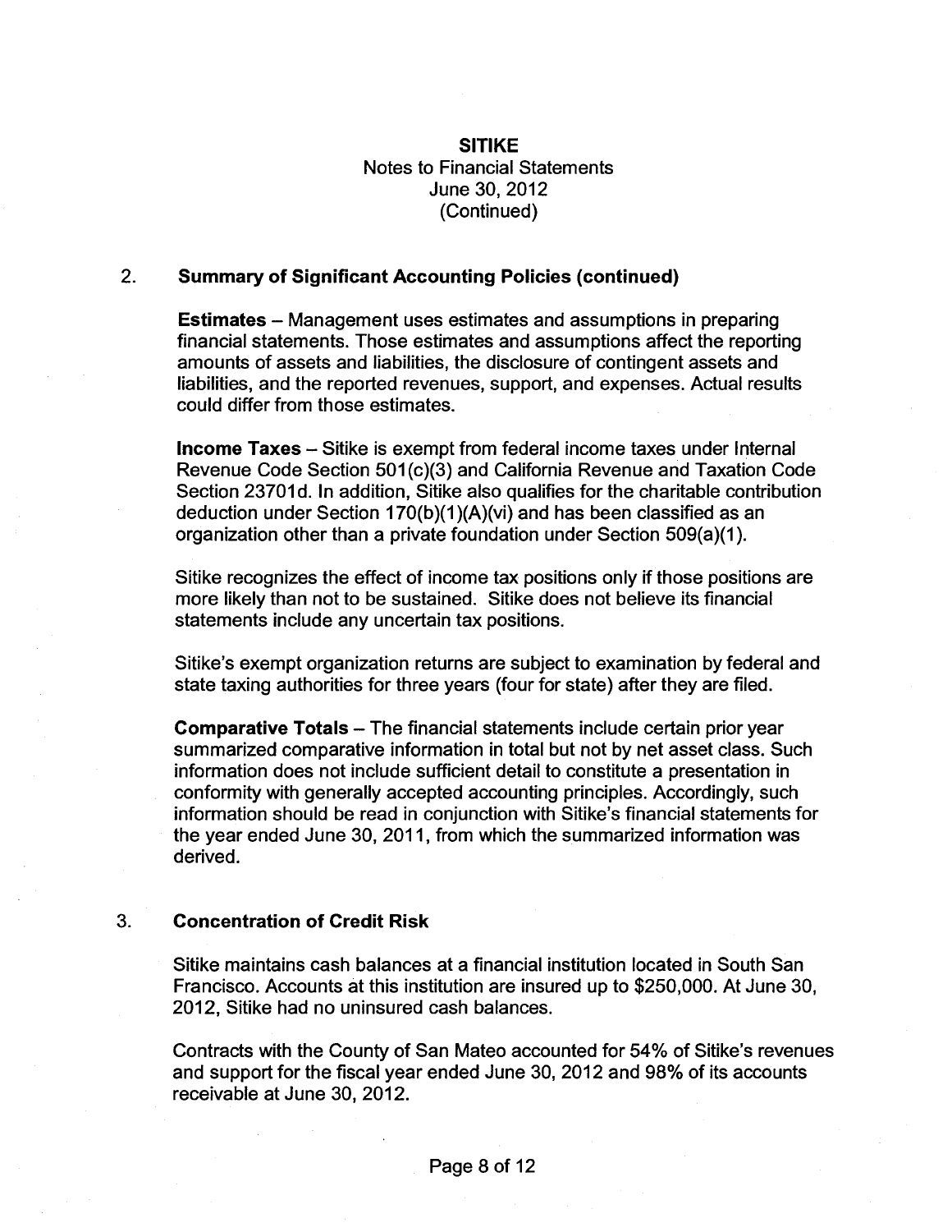**SITIKE**
Notes to Financial Statements
June 30, 2012
(Continued)

## 2. Summary of Significant Accounting Policies (continued)

**Estimates** – Management uses estimates and assumptions in preparing financial statements. Those estimates and assumptions affect the reporting amounts of assets and liabilities, the disclosure of contingent assets and liabilities, and the reported revenues, support, and expenses. Actual results could differ from those estimates.

**Income Taxes** – Sitike is exempt from federal income taxes under Internal Revenue Code Section 501(c)(3) and California Revenue and Taxation Code Section 23701d. In addition, Sitike also qualifies for the charitable contribution deduction under Section 170(b)(1)(A)(vi) and has been classified as an organization other than a private foundation under Section 509(a)(1).

Sitike recognizes the effect of income tax positions only if those positions are more likely than not to be sustained. Sitike does not believe its financial statements include any uncertain tax positions.

Sitike's exempt organization returns are subject to examination by federal and state taxing authorities for three years (four for state) after they are filed.

**Comparative Totals** – The financial statements include certain prior year summarized comparative information in total but not by net asset class. Such information does not include sufficient detail to constitute a presentation in conformity with generally accepted accounting principles. Accordingly, such information should be read in conjunction with Sitike's financial statements for the year ended June 30, 2011, from which the summarized information was derived.

## 3. Concentration of Credit Risk

Sitike maintains cash balances at a financial institution located in South San Francisco. Accounts at this institution are insured up to $250,000. At June 30, 2012, Sitike had no uninsured cash balances.

Contracts with the County of San Mateo accounted for 54% of Sitike's revenues and support for the fiscal year ended June 30, 2012 and 98% of its accounts receivable at June 30, 2012.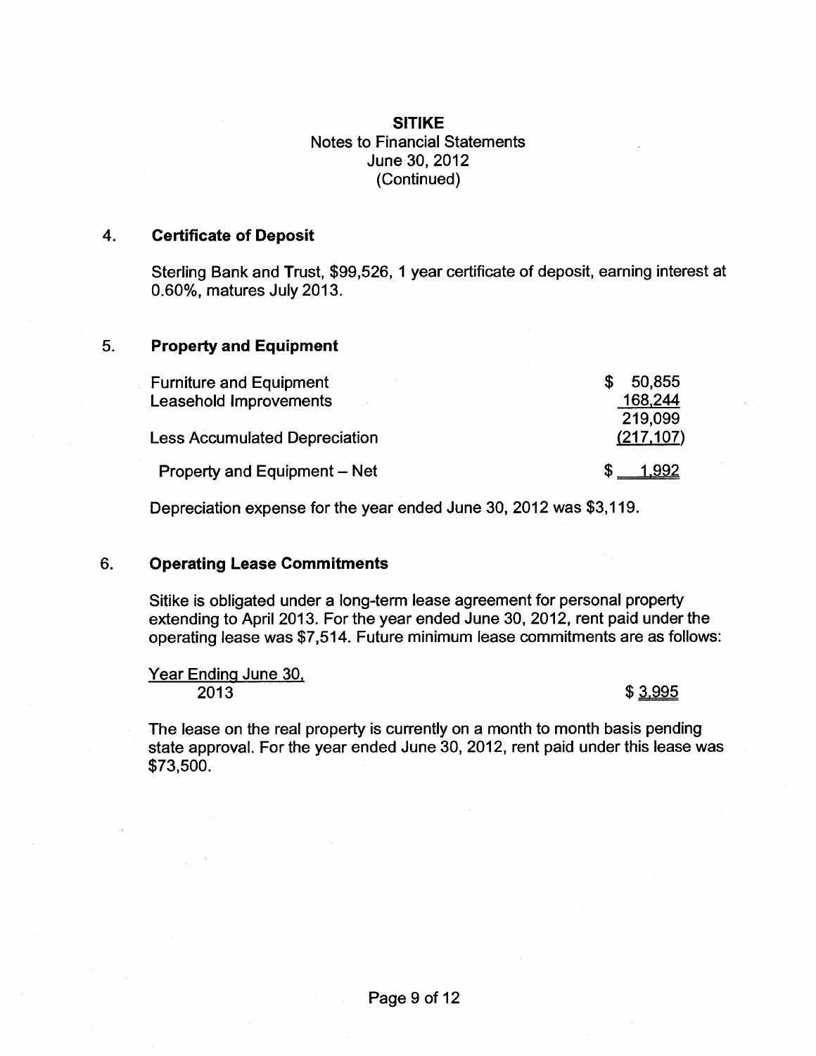**SITIKE**
Notes to Financial Statements
June 30, 2012
(Continued)

## 4. Certificate of Deposit

Sterling Bank and Trust, $99,526, 1 year certificate of deposit, earning interest at 0.60%, matures July 2013.

## 5. Property and Equipment

| | |
|---|---|
| Furniture and Equipment | $ 50,855 |
| Leasehold Improvements | 168,244 |
| | 219,099 |
| Less Accumulated Depreciation | (217,107) |
| Property and Equipment – Net | $ 1,992 |

Depreciation expense for the year ended June 30, 2012 was $3,119.

## 6. Operating Lease Commitments

Sitike is obligated under a long-term lease agreement for personal property extending to April 2013. For the year ended June 30, 2012, rent paid under the operating lease was $7,514. Future minimum lease commitments are as follows:

| Year Ending June 30, | |
|---|---|
| 2013 | $ 3,995 |

The lease on the real property is currently on a month to month basis pending state approval. For the year ended June 30, 2012, rent paid under this lease was $73,500.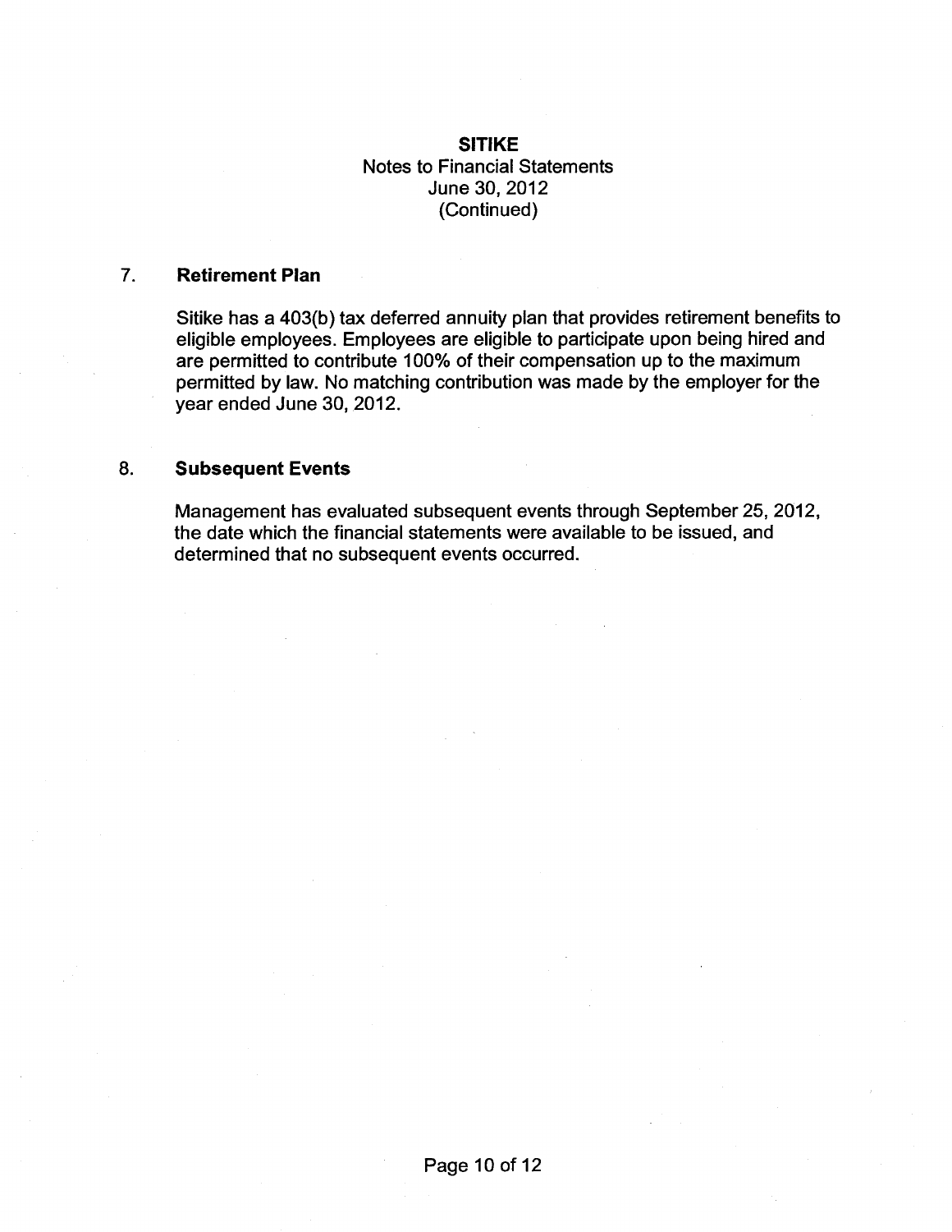**SITIKE**
Notes to Financial Statements
June 30, 2012
(Continued)

## 7. Retirement Plan

Sitike has a 403(b) tax deferred annuity plan that provides retirement benefits to eligible employees. Employees are eligible to participate upon being hired and are permitted to contribute 100% of their compensation up to the maximum permitted by law. No matching contribution was made by the employer for the year ended June 30, 2012.

## 8. Subsequent Events

Management has evaluated subsequent events through September 25, 2012, the date which the financial statements were available to be issued, and determined that no subsequent events occurred.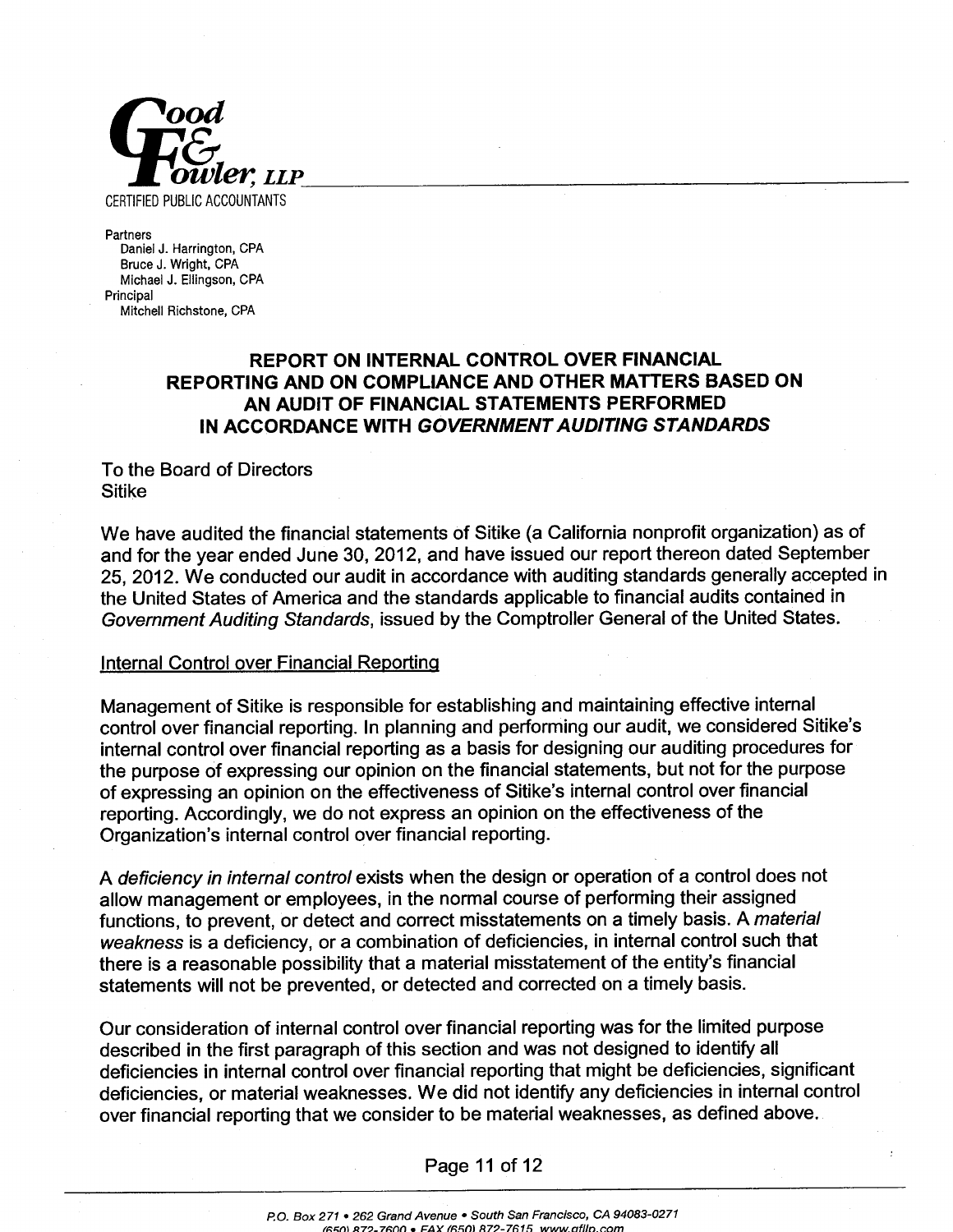**Good & Fowler, LLP**
CERTIFIED PUBLIC ACCOUNTANTS

Partners
Daniel J. Harrington, CPA
Bruce J. Wright, CPA
Michael J. Ellingson, CPA
Principal
Mitchell Richstone, CPA

# REPORT ON INTERNAL CONTROL OVER FINANCIAL REPORTING AND ON COMPLIANCE AND OTHER MATTERS BASED ON AN AUDIT OF FINANCIAL STATEMENTS PERFORMED IN ACCORDANCE WITH *GOVERNMENT AUDITING STANDARDS*

To the Board of Directors
Sitike

We have audited the financial statements of Sitike (a California nonprofit organization) as of and for the year ended June 30, 2012, and have issued our report thereon dated September 25, 2012. We conducted our audit in accordance with auditing standards generally accepted in the United States of America and the standards applicable to financial audits contained in *Government Auditing Standards*, issued by the Comptroller General of the United States.

## Internal Control over Financial Reporting

Management of Sitike is responsible for establishing and maintaining effective internal control over financial reporting. In planning and performing our audit, we considered Sitike's internal control over financial reporting as a basis for designing our auditing procedures for the purpose of expressing our opinion on the financial statements, but not for the purpose of expressing an opinion on the effectiveness of Sitike's internal control over financial reporting. Accordingly, we do not express an opinion on the effectiveness of the Organization's internal control over financial reporting.

A *deficiency in internal control* exists when the design or operation of a control does not allow management or employees, in the normal course of performing their assigned functions, to prevent, or detect and correct misstatements on a timely basis. A *material weakness* is a deficiency, or a combination of deficiencies, in internal control such that there is a reasonable possibility that a material misstatement of the entity's financial statements will not be prevented, or detected and corrected on a timely basis.

Our consideration of internal control over financial reporting was for the limited purpose described in the first paragraph of this section and was not designed to identify all deficiencies in internal control over financial reporting that might be deficiencies, significant deficiencies, or material weaknesses. We did not identify any deficiencies in internal control over financial reporting that we consider to be material weaknesses, as defined above.

P.O. Box 271 • 262 Grand Avenue • South San Francisco, CA 94083-0271
(650) 872-7600 • FAX (650) 872-7615 www.gfllp.com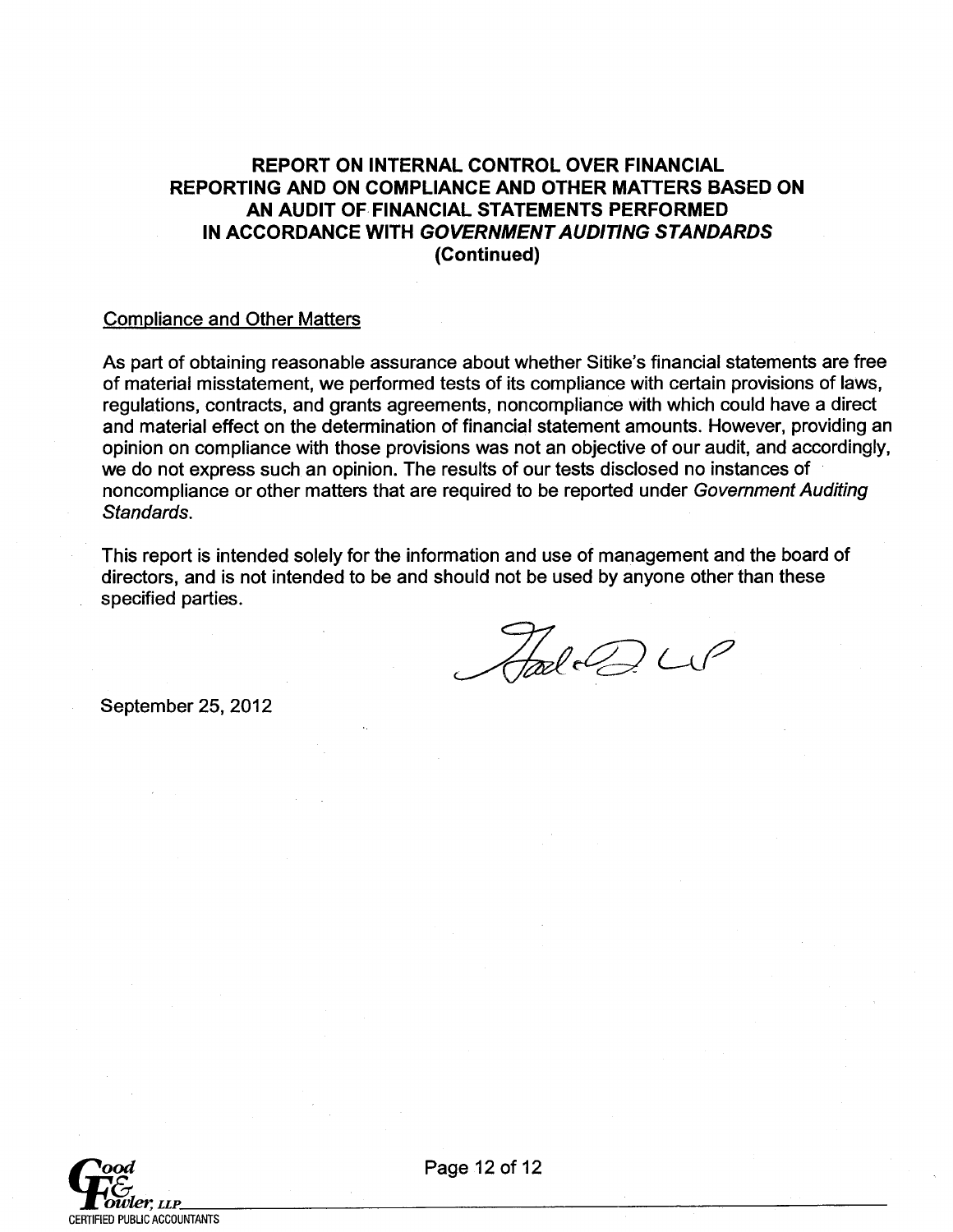## REPORT ON INTERNAL CONTROL OVER FINANCIAL REPORTING AND ON COMPLIANCE AND OTHER MATTERS BASED ON AN AUDIT OF FINANCIAL STATEMENTS PERFORMED IN ACCORDANCE WITH *GOVERNMENT AUDITING STANDARDS* (Continued)

Compliance and Other Matters

As part of obtaining reasonable assurance about whether Sitike's financial statements are free of material misstatement, we performed tests of its compliance with certain provisions of laws, regulations, contracts, and grants agreements, noncompliance with which could have a direct and material effect on the determination of financial statement amounts. However, providing an opinion on compliance with those provisions was not an objective of our audit, and accordingly, we do not express such an opinion. The results of our tests disclosed no instances of noncompliance or other matters that are required to be reported under *Government Auditing Standards*.

This report is intended solely for the information and use of management and the board of directors, and is not intended to be and should not be used by anyone other than these specified parties.

Good & Fowler LLP

September 25, 2012